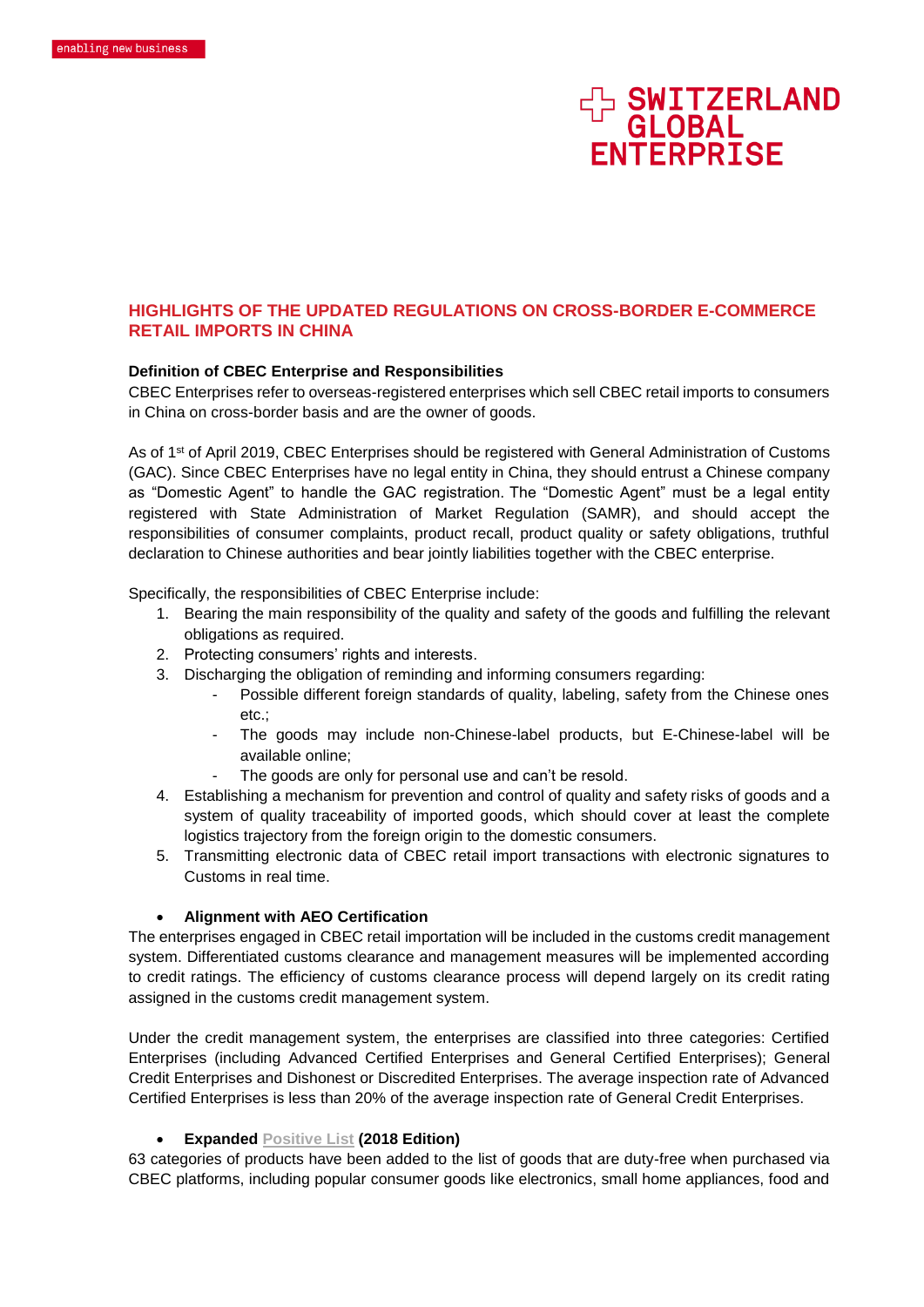## HIGHLIGHTS OF THE UPDATED REGULATIONS ON CROSS-BORDER E-COMMERCE RETAIL IMPORTS IN CHINA

**Definition of CBEC Enterprise and Responsibilities**

CBEC Enterprises refer to overseas-registered enterprises which sell CBEC retail imports to consumers in China on cross-border basis and are the owner of goods.

As of 1st of April 2019, CBEC Enterprises should be registered with General Administration of Customs (GAC). Since CBEC Enterprises have no legal entity in China, they should entrust a Chinese company as "Domestic Agent" to handle the GAC registration. The "Domestic Agent" must be a legal entity registered with State Administration of Market Regulation (SAMR), and should accept the responsibilities of consumer complaints, product recall, product quality or safety obligations, truthful declaration to Chinese authorities and bear jointly liabilities together with the CBEC enterprise.

Specifically, the responsibilities of CBEC Enterprise include:

1. Bearing the main responsibility of the quality and safety of the goods and fulfilling the relevant obligations as required.
2. Protecting consumers' rights and interests.
3. Discharging the obligation of reminding and informing consumers regarding:
   - Possible different foreign standards of quality, labeling, safety from the Chinese ones etc.;
   - The goods may include non-Chinese-label products, but E-Chinese-label will be available online;
   - The goods are only for personal use and can't be resold.
4. Establishing a mechanism for prevention and control of quality and safety risks of goods and a system of quality traceability of imported goods, which should cover at least the complete logistics trajectory from the foreign origin to the domestic consumers.
5. Transmitting electronic data of CBEC retail import transactions with electronic signatures to Customs in real time.

- **Alignment with AEO Certification**

The enterprises engaged in CBEC retail importation will be included in the customs credit management system. Differentiated customs clearance and management measures will be implemented according to credit ratings. The efficiency of customs clearance process will depend largely on its credit rating assigned in the customs credit management system.

Under the credit management system, the enterprises are classified into three categories: Certified Enterprises (including Advanced Certified Enterprises and General Certified Enterprises); General Credit Enterprises and Dishonest or Discredited Enterprises. The average inspection rate of Advanced Certified Enterprises is less than 20% of the average inspection rate of General Credit Enterprises.

- **Expanded Positive List (2018 Edition)**

63 categories of products have been added to the list of goods that are duty-free when purchased via CBEC platforms, including popular consumer goods like electronics, small home appliances, food and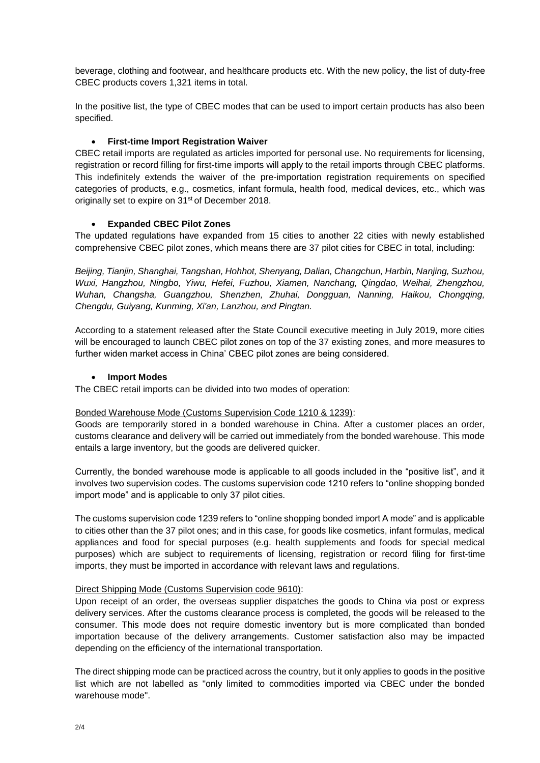beverage, clothing and footwear, and healthcare products etc. With the new policy, the list of duty-free CBEC products covers 1,321 items in total.

In the positive list, the type of CBEC modes that can be used to import certain products has also been specified.

- **First-time Import Registration Waiver**

CBEC retail imports are regulated as articles imported for personal use. No requirements for licensing, registration or record filling for first-time imports will apply to the retail imports through CBEC platforms. This indefinitely extends the waiver of the pre-importation registration requirements on specified categories of products, e.g., cosmetics, infant formula, health food, medical devices, etc., which was originally set to expire on 31st of December 2018.

- **Expanded CBEC Pilot Zones**

The updated regulations have expanded from 15 cities to another 22 cities with newly established comprehensive CBEC pilot zones, which means there are 37 pilot cities for CBEC in total, including:

*Beijing, Tianjin, Shanghai, Tangshan, Hohhot, Shenyang, Dalian, Changchun, Harbin, Nanjing, Suzhou, Wuxi, Hangzhou, Ningbo, Yiwu, Hefei, Fuzhou, Xiamen, Nanchang, Qingdao, Weihai, Zhengzhou, Wuhan, Changsha, Guangzhou, Shenzhen, Zhuhai, Dongguan, Nanning, Haikou, Chongqing, Chengdu, Guiyang, Kunming, Xi'an, Lanzhou, and Pingtan.*

According to a statement released after the State Council executive meeting in July 2019, more cities will be encouraged to launch CBEC pilot zones on top of the 37 existing zones, and more measures to further widen market access in China' CBEC pilot zones are being considered.

- **Import Modes**

The CBEC retail imports can be divided into two modes of operation:

<u>Bonded Warehouse Mode (Customs Supervision Code 1210 & 1239)</u>:

Goods are temporarily stored in a bonded warehouse in China. After a customer places an order, customs clearance and delivery will be carried out immediately from the bonded warehouse. This mode entails a large inventory, but the goods are delivered quicker.

Currently, the bonded warehouse mode is applicable to all goods included in the "positive list", and it involves two supervision codes. The customs supervision code 1210 refers to "online shopping bonded import mode" and is applicable to only 37 pilot cities.

The customs supervision code 1239 refers to "online shopping bonded import A mode" and is applicable to cities other than the 37 pilot ones; and in this case, for goods like cosmetics, infant formulas, medical appliances and food for special purposes (e.g. health supplements and foods for special medical purposes) which are subject to requirements of licensing, registration or record filing for first-time imports, they must be imported in accordance with relevant laws and regulations.

<u>Direct Shipping Mode (Customs Supervision code 9610)</u>:

Upon receipt of an order, the overseas supplier dispatches the goods to China via post or express delivery services. After the customs clearance process is completed, the goods will be released to the consumer. This mode does not require domestic inventory but is more complicated than bonded importation because of the delivery arrangements. Customer satisfaction also may be impacted depending on the efficiency of the international transportation.

The direct shipping mode can be practiced across the country, but it only applies to goods in the positive list which are not labelled as "only limited to commodities imported via CBEC under the bonded warehouse mode".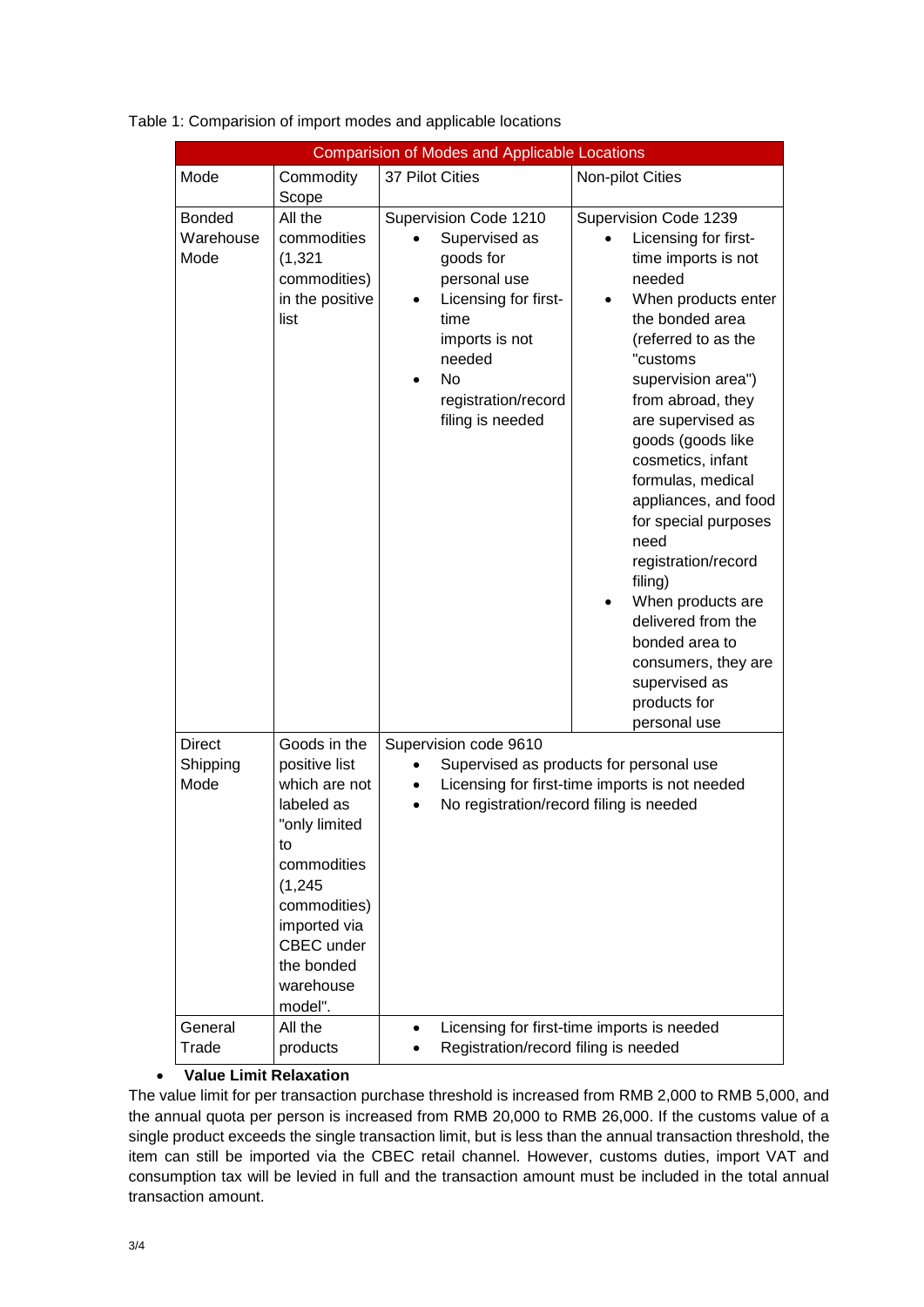Table 1: Comparision of import modes and applicable locations

| Comparision of Modes and Applicable Locations | | | |
|---|---|---|---|
| Mode | Commodity Scope | 37 Pilot Cities | Non-pilot Cities |
| Bonded Warehouse Mode | All the commodities (1,321 commodities) in the positive list | Supervision Code 1210<br>• Supervised as goods for personal use<br>• Licensing for first-time imports is not needed<br>• No registration/record filing is needed | Supervision Code 1239<br>• Licensing for first-time imports is not needed<br>• When products enter the bonded area (referred to as the "customs supervision area") from abroad, they are supervised as goods (goods like cosmetics, infant formulas, medical appliances, and food for special purposes need registration/record filing)<br>• When products are delivered from the bonded area to consumers, they are supervised as products for personal use |
| Direct Shipping Mode | Goods in the positive list which are not labeled as "only limited to commodities (1,245 commodities) imported via CBEC under the bonded warehouse model". | Supervision code 9610<br>• Supervised as products for personal use<br>• Licensing for first-time imports is not needed<br>• No registration/record filing is needed | |
| General Trade | All the products | • Licensing for first-time imports is needed<br>• Registration/record filing is needed | |

- **Value Limit Relaxation**

The value limit for per transaction purchase threshold is increased from RMB 2,000 to RMB 5,000, and the annual quota per person is increased from RMB 20,000 to RMB 26,000. If the customs value of a single product exceeds the single transaction limit, but is less than the annual transaction threshold, the item can still be imported via the CBEC retail channel. However, customs duties, import VAT and consumption tax will be levied in full and the transaction amount must be included in the total annual transaction amount.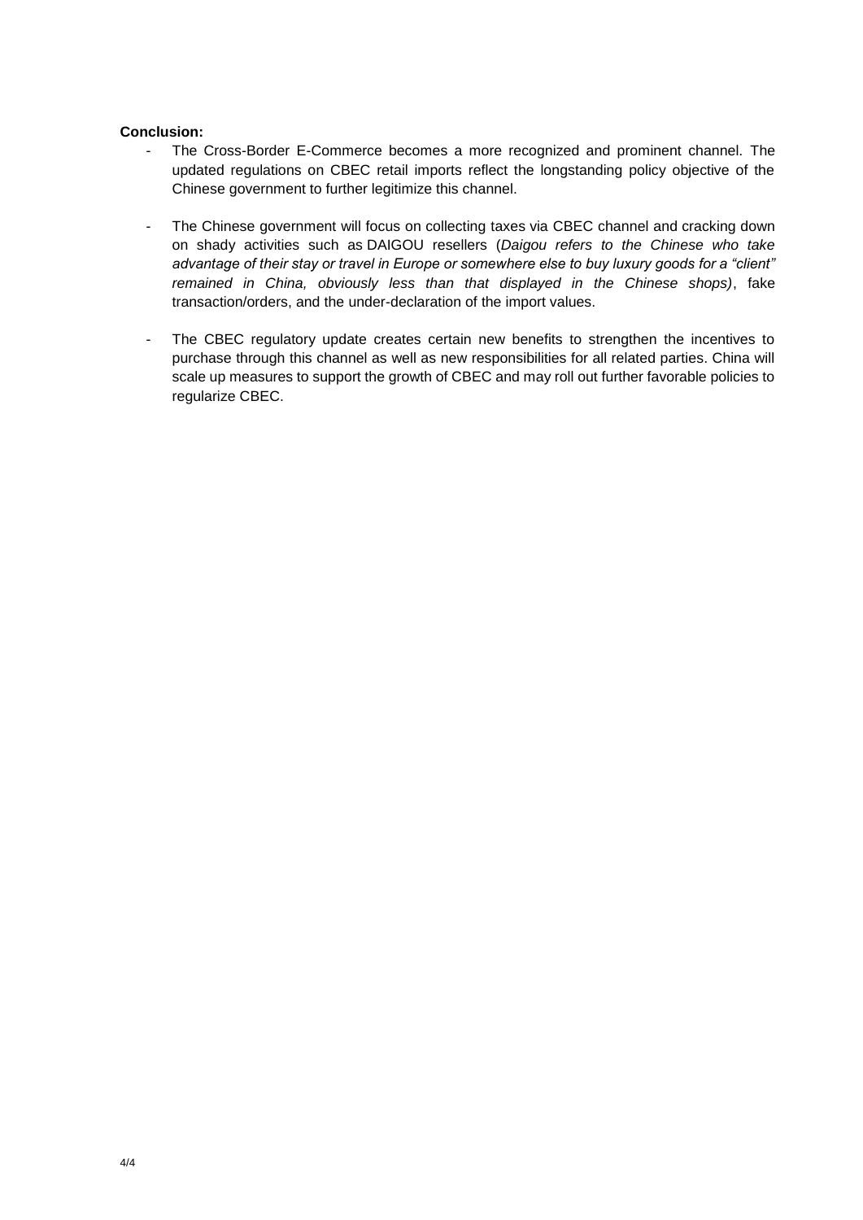**Conclusion:**

- The Cross-Border E-Commerce becomes a more recognized and prominent channel. The updated regulations on CBEC retail imports reflect the longstanding policy objective of the Chinese government to further legitimize this channel.

- The Chinese government will focus on collecting taxes via CBEC channel and cracking down on shady activities such as DAIGOU resellers (*Daigou refers to the Chinese who take advantage of their stay or travel in Europe or somewhere else to buy luxury goods for a "client" remained in China, obviously less than that displayed in the Chinese shops)*, fake transaction/orders, and the under-declaration of the import values.

- The CBEC regulatory update creates certain new benefits to strengthen the incentives to purchase through this channel as well as new responsibilities for all related parties. China will scale up measures to support the growth of CBEC and may roll out further favorable policies to regularize CBEC.